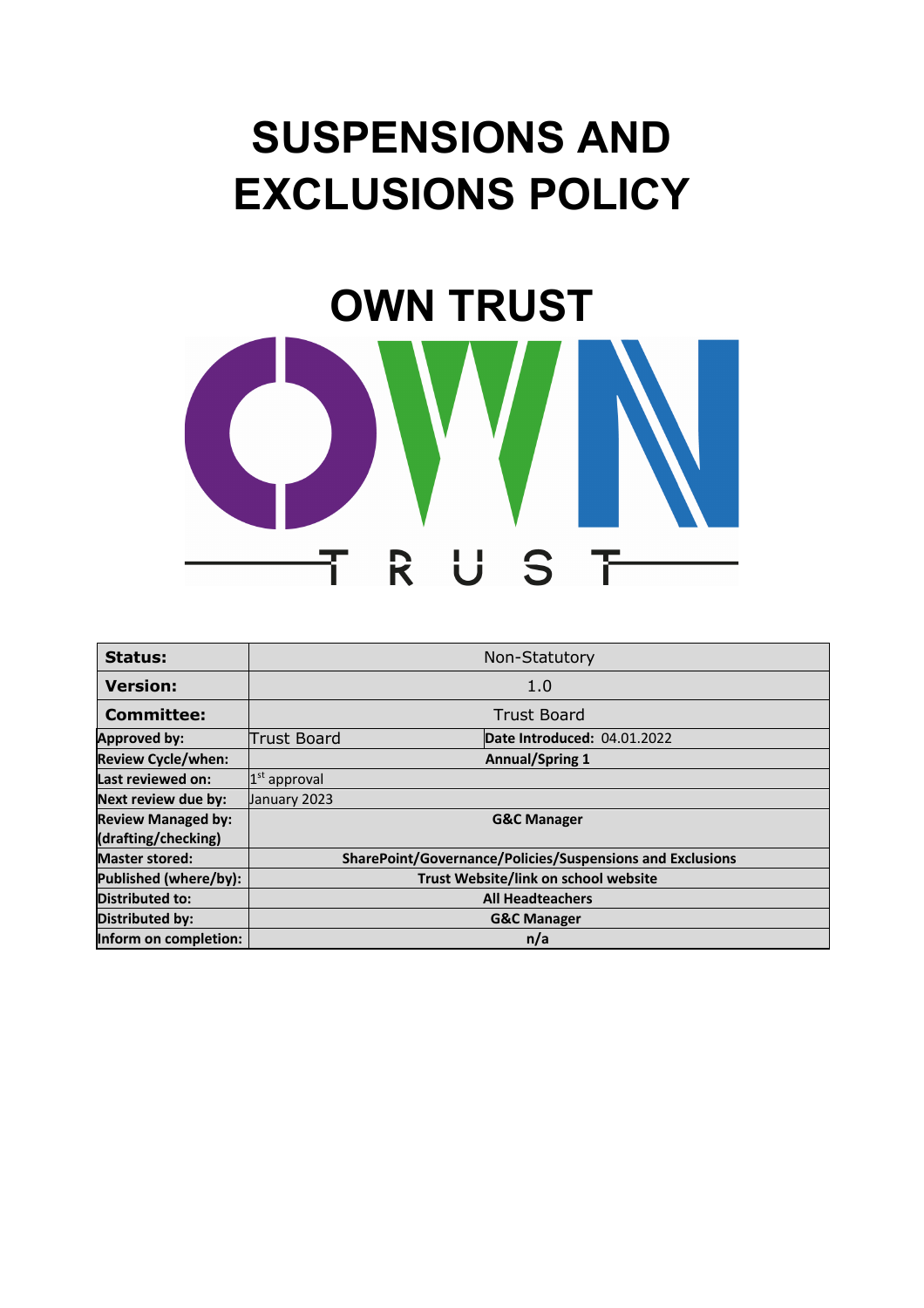# SUSPENSIONS AND EXCLUSIONS POLICY

# OWN TRUST

| | | |
|---|---|---|
| **Status:** | Non-Statutory | |
| **Version:** | 1.0 | |
| **Committee:** | Trust Board | |
| **Approved by:** | Trust Board | **Date Introduced:** 04.01.2022 |
| **Review Cycle/when:** | **Annual/Spring 1** | |
| **Last reviewed on:** | 1st approval | |
| **Next review due by:** | January 2023 | |
| **Review Managed by: (drafting/checking)** | **G&C Manager** | |
| **Master stored:** | **SharePoint/Governance/Policies/Suspensions and Exclusions** | |
| **Published (where/by):** | **Trust Website/link on school website** | |
| **Distributed to:** | **All Headteachers** | |
| **Distributed by:** | **G&C Manager** | |
| **Inform on completion:** | **n/a** | |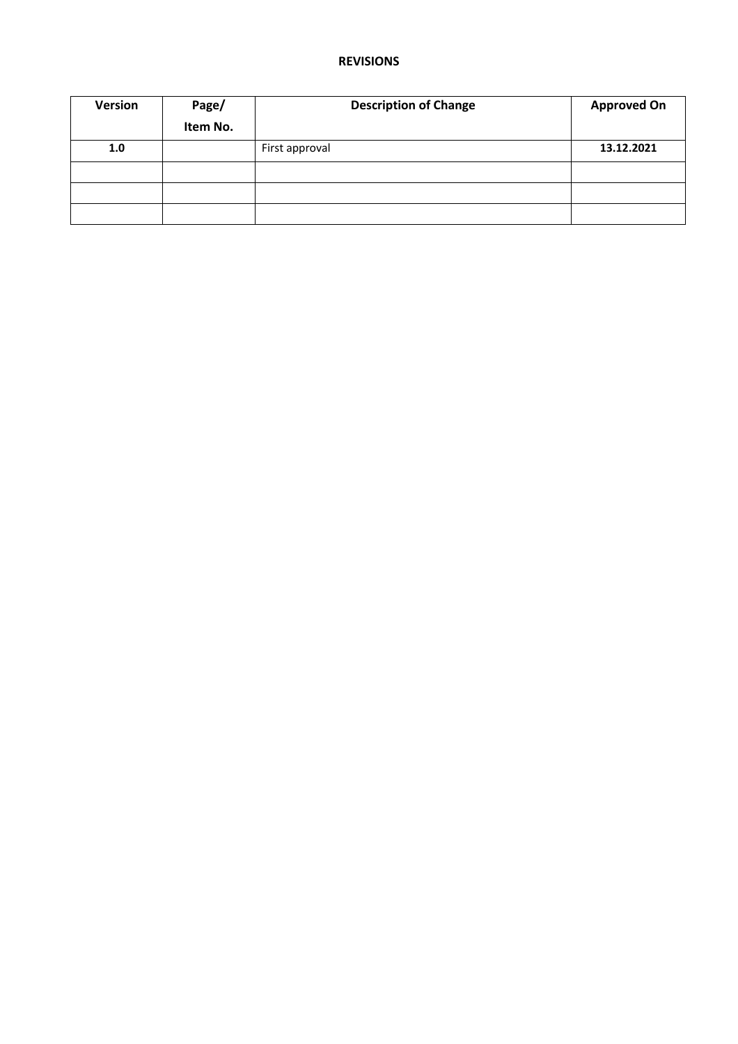**REVISIONS**

| **Version** | **Page/ Item No.** | **Description of Change** | **Approved On** |
| --- | --- | --- | --- |
| **1.0** | | First approval | **13.12.2021** |
| | | | |
| | | | |
| | | | |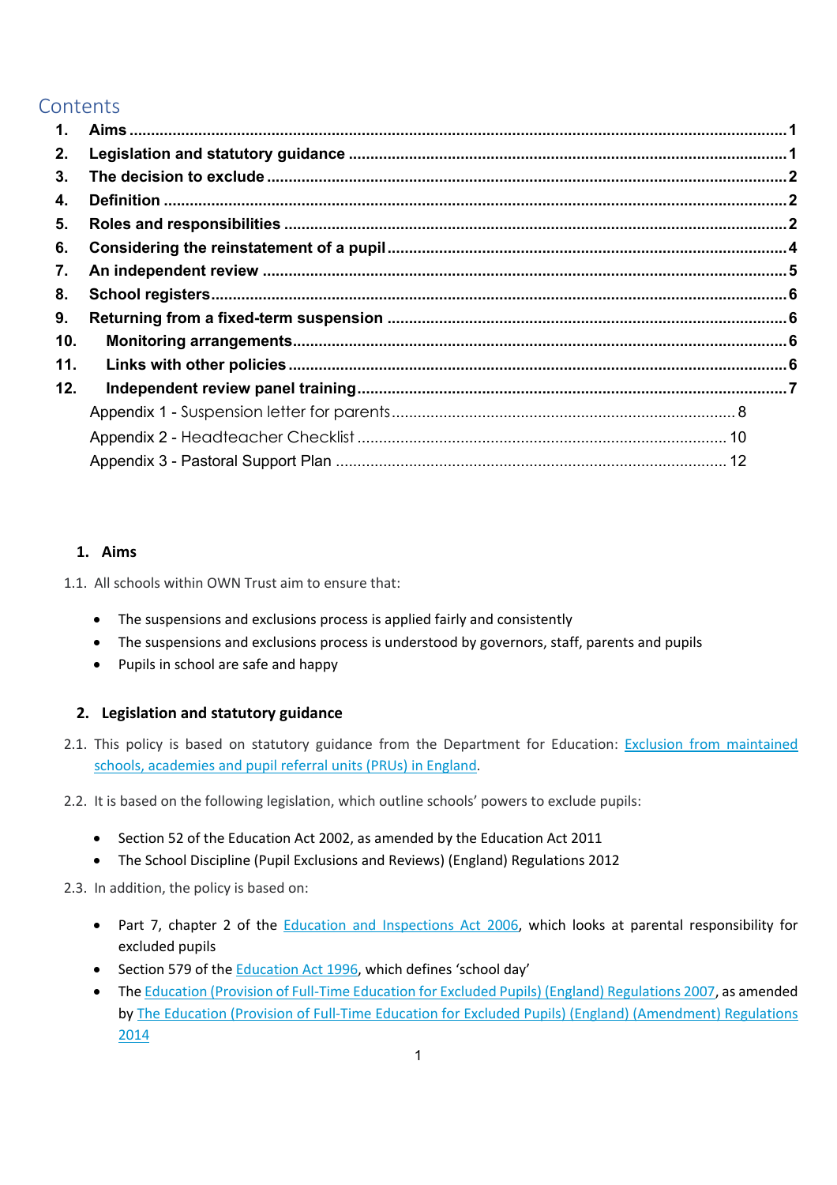## Contents

1. **Aims** ........................................................................................................................................ 1
2. **Legislation and statutory guidance** ........................................................................................ 1
3. **The decision to exclude** ......................................................................................................... 2
4. **Definition** ................................................................................................................................ 2
5. **Roles and responsibilities** ....................................................................................................... 2
6. **Considering the reinstatement of a pupil** ................................................................................ 4
7. **An independent review** .......................................................................................................... 5
8. **School registers** ..................................................................................................................... 6
9. **Returning from a fixed-term suspension** ................................................................................. 6
10. **Monitoring arrangements** ...................................................................................................... 6
11. **Links with other policies** ........................................................................................................ 6
12. **Independent review panel training** ......................................................................................... 7

Appendix 1 - Suspension letter for parents ....................................................................................... 8

Appendix 2 - Headteacher Checklist ............................................................................................... 10

Appendix 3 - Pastoral Support Plan ................................................................................................ 12

## 1. Aims

1.1. All schools within OWN Trust aim to ensure that:

- The suspensions and exclusions process is applied fairly and consistently
- The suspensions and exclusions process is understood by governors, staff, parents and pupils
- Pupils in school are safe and happy

## 2. Legislation and statutory guidance

2.1. This policy is based on statutory guidance from the Department for Education: [Exclusion from maintained schools, academies and pupil referral units (PRUs) in England](#).

2.2. It is based on the following legislation, which outline schools' powers to exclude pupils:

- Section 52 of the Education Act 2002, as amended by the Education Act 2011
- The School Discipline (Pupil Exclusions and Reviews) (England) Regulations 2012

2.3. In addition, the policy is based on:

- Part 7, chapter 2 of the [Education and Inspections Act 2006](#), which looks at parental responsibility for excluded pupils
- Section 579 of the [Education Act 1996](#), which defines 'school day'
- The [Education (Provision of Full-Time Education for Excluded Pupils) (England) Regulations 2007](#), as amended by [The Education (Provision of Full-Time Education for Excluded Pupils) (England) (Amendment) Regulations 2014](#)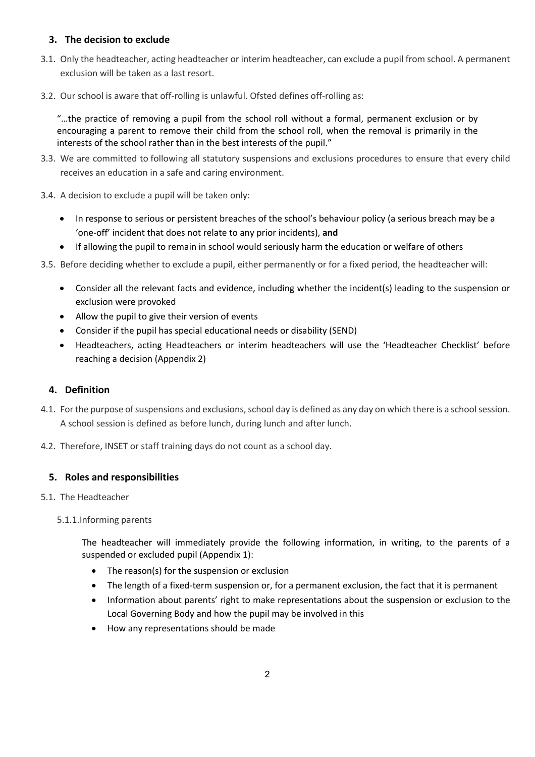## 3. The decision to exclude

3.1. Only the headteacher, acting headteacher or interim headteacher, can exclude a pupil from school. A permanent exclusion will be taken as a last resort.

3.2. Our school is aware that off-rolling is unlawful. Ofsted defines off-rolling as:

> "…the practice of removing a pupil from the school roll without a formal, permanent exclusion or by encouraging a parent to remove their child from the school roll, when the removal is primarily in the interests of the school rather than in the best interests of the pupil."

3.3. We are committed to following all statutory suspensions and exclusions procedures to ensure that every child receives an education in a safe and caring environment.

3.4. A decision to exclude a pupil will be taken only:

- In response to serious or persistent breaches of the school's behaviour policy (a serious breach may be a 'one-off' incident that does not relate to any prior incidents), **and**
- If allowing the pupil to remain in school would seriously harm the education or welfare of others

3.5. Before deciding whether to exclude a pupil, either permanently or for a fixed period, the headteacher will:

- Consider all the relevant facts and evidence, including whether the incident(s) leading to the suspension or exclusion were provoked
- Allow the pupil to give their version of events
- Consider if the pupil has special educational needs or disability (SEND)
- Headteachers, acting Headteachers or interim headteachers will use the 'Headteacher Checklist' before reaching a decision (Appendix 2)

## 4. Definition

4.1. For the purpose of suspensions and exclusions, school day is defined as any day on which there is a school session. A school session is defined as before lunch, during lunch and after lunch.

4.2. Therefore, INSET or staff training days do not count as a school day.

## 5. Roles and responsibilities

5.1. The Headteacher

5.1.1. Informing parents

The headteacher will immediately provide the following information, in writing, to the parents of a suspended or excluded pupil (Appendix 1):

- The reason(s) for the suspension or exclusion
- The length of a fixed-term suspension or, for a permanent exclusion, the fact that it is permanent
- Information about parents' right to make representations about the suspension or exclusion to the Local Governing Body and how the pupil may be involved in this
- How any representations should be made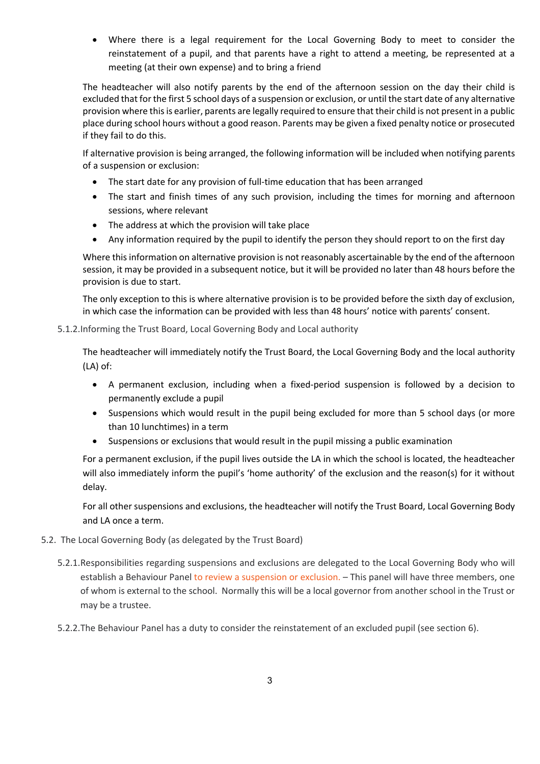- Where there is a legal requirement for the Local Governing Body to meet to consider the reinstatement of a pupil, and that parents have a right to attend a meeting, be represented at a meeting (at their own expense) and to bring a friend

The headteacher will also notify parents by the end of the afternoon session on the day their child is excluded that for the first 5 school days of a suspension or exclusion, or until the start date of any alternative provision where this is earlier, parents are legally required to ensure that their child is not present in a public place during school hours without a good reason. Parents may be given a fixed penalty notice or prosecuted if they fail to do this.

If alternative provision is being arranged, the following information will be included when notifying parents of a suspension or exclusion:

- The start date for any provision of full-time education that has been arranged
- The start and finish times of any such provision, including the times for morning and afternoon sessions, where relevant
- The address at which the provision will take place
- Any information required by the pupil to identify the person they should report to on the first day

Where this information on alternative provision is not reasonably ascertainable by the end of the afternoon session, it may be provided in a subsequent notice, but it will be provided no later than 48 hours before the provision is due to start.

The only exception to this is where alternative provision is to be provided before the sixth day of exclusion, in which case the information can be provided with less than 48 hours' notice with parents' consent.

5.1.2. Informing the Trust Board, Local Governing Body and Local authority

The headteacher will immediately notify the Trust Board, the Local Governing Body and the local authority (LA) of:

- A permanent exclusion, including when a fixed-period suspension is followed by a decision to permanently exclude a pupil
- Suspensions which would result in the pupil being excluded for more than 5 school days (or more than 10 lunchtimes) in a term
- Suspensions or exclusions that would result in the pupil missing a public examination

For a permanent exclusion, if the pupil lives outside the LA in which the school is located, the headteacher will also immediately inform the pupil's 'home authority' of the exclusion and the reason(s) for it without delay.

For all other suspensions and exclusions, the headteacher will notify the Trust Board, Local Governing Body and LA once a term.

5.2. The Local Governing Body (as delegated by the Trust Board)

5.2.1. Responsibilities regarding suspensions and exclusions are delegated to the Local Governing Body who will establish a Behaviour Panel to review a suspension or exclusion. – This panel will have three members, one of whom is external to the school. Normally this will be a local governor from another school in the Trust or may be a trustee.

5.2.2. The Behaviour Panel has a duty to consider the reinstatement of an excluded pupil (see section 6).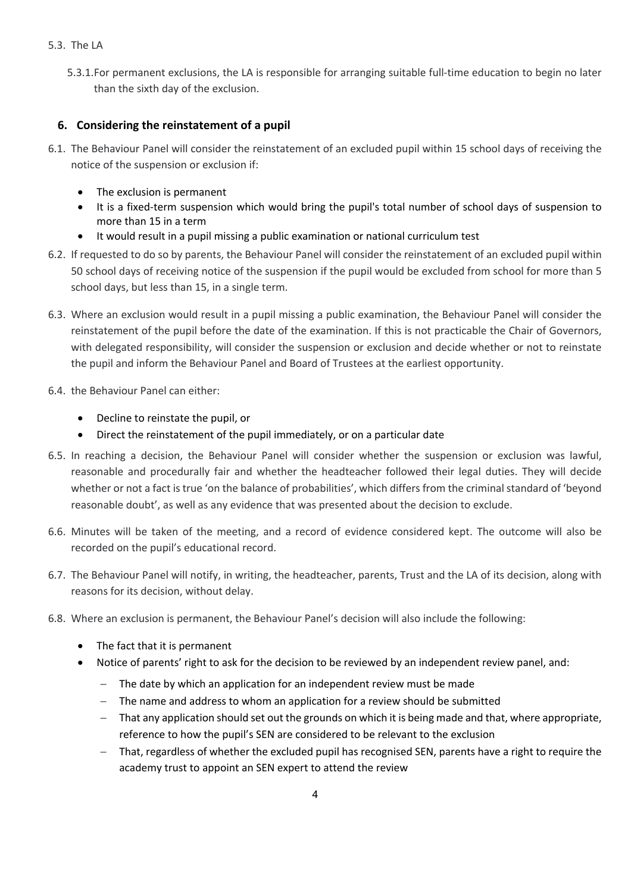5.3. The LA

5.3.1. For permanent exclusions, the LA is responsible for arranging suitable full-time education to begin no later than the sixth day of the exclusion.

## 6. Considering the reinstatement of a pupil

6.1. The Behaviour Panel will consider the reinstatement of an excluded pupil within 15 school days of receiving the notice of the suspension or exclusion if:

- The exclusion is permanent
- It is a fixed-term suspension which would bring the pupil's total number of school days of suspension to more than 15 in a term
- It would result in a pupil missing a public examination or national curriculum test

6.2. If requested to do so by parents, the Behaviour Panel will consider the reinstatement of an excluded pupil within 50 school days of receiving notice of the suspension if the pupil would be excluded from school for more than 5 school days, but less than 15, in a single term.

6.3. Where an exclusion would result in a pupil missing a public examination, the Behaviour Panel will consider the reinstatement of the pupil before the date of the examination. If this is not practicable the Chair of Governors, with delegated responsibility, will consider the suspension or exclusion and decide whether or not to reinstate the pupil and inform the Behaviour Panel and Board of Trustees at the earliest opportunity.

6.4. the Behaviour Panel can either:

- Decline to reinstate the pupil, or
- Direct the reinstatement of the pupil immediately, or on a particular date

6.5. In reaching a decision, the Behaviour Panel will consider whether the suspension or exclusion was lawful, reasonable and procedurally fair and whether the headteacher followed their legal duties. They will decide whether or not a fact is true 'on the balance of probabilities', which differs from the criminal standard of 'beyond reasonable doubt', as well as any evidence that was presented about the decision to exclude.

6.6. Minutes will be taken of the meeting, and a record of evidence considered kept. The outcome will also be recorded on the pupil's educational record.

6.7. The Behaviour Panel will notify, in writing, the headteacher, parents, Trust and the LA of its decision, along with reasons for its decision, without delay.

6.8. Where an exclusion is permanent, the Behaviour Panel's decision will also include the following:

- The fact that it is permanent
- Notice of parents' right to ask for the decision to be reviewed by an independent review panel, and:
  - The date by which an application for an independent review must be made
  - The name and address to whom an application for a review should be submitted
  - That any application should set out the grounds on which it is being made and that, where appropriate, reference to how the pupil's SEN are considered to be relevant to the exclusion
  - That, regardless of whether the excluded pupil has recognised SEN, parents have a right to require the academy trust to appoint an SEN expert to attend the review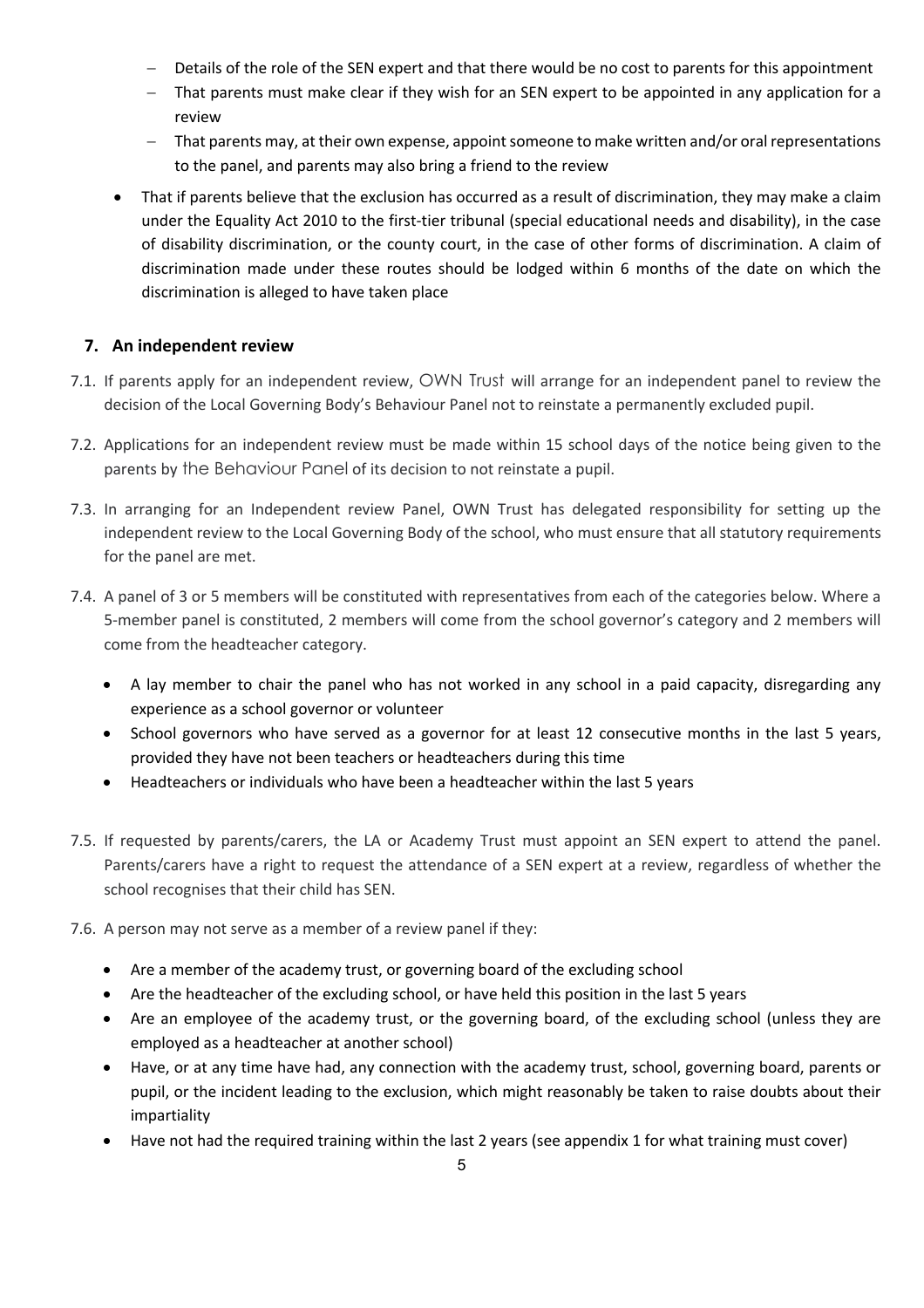- Details of the role of the SEN expert and that there would be no cost to parents for this appointment
   - That parents must make clear if they wish for an SEN expert to be appointed in any application for a review
   - That parents may, at their own expense, appoint someone to make written and/or oral representations to the panel, and parents may also bring a friend to the review

- That if parents believe that the exclusion has occurred as a result of discrimination, they may make a claim under the Equality Act 2010 to the first-tier tribunal (special educational needs and disability), in the case of disability discrimination, or the county court, in the case of other forms of discrimination. A claim of discrimination made under these routes should be lodged within 6 months of the date on which the discrimination is alleged to have taken place

## 7. An independent review

7.1. If parents apply for an independent review, OWN Trust will arrange for an independent panel to review the decision of the Local Governing Body's Behaviour Panel not to reinstate a permanently excluded pupil.

7.2. Applications for an independent review must be made within 15 school days of the notice being given to the parents by the Behaviour Panel of its decision to not reinstate a pupil.

7.3. In arranging for an Independent review Panel, OWN Trust has delegated responsibility for setting up the independent review to the Local Governing Body of the school, who must ensure that all statutory requirements for the panel are met.

7.4. A panel of 3 or 5 members will be constituted with representatives from each of the categories below. Where a 5-member panel is constituted, 2 members will come from the school governor's category and 2 members will come from the headteacher category.

- A lay member to chair the panel who has not worked in any school in a paid capacity, disregarding any experience as a school governor or volunteer
- School governors who have served as a governor for at least 12 consecutive months in the last 5 years, provided they have not been teachers or headteachers during this time
- Headteachers or individuals who have been a headteacher within the last 5 years

7.5. If requested by parents/carers, the LA or Academy Trust must appoint an SEN expert to attend the panel. Parents/carers have a right to request the attendance of a SEN expert at a review, regardless of whether the school recognises that their child has SEN.

7.6. A person may not serve as a member of a review panel if they:

- Are a member of the academy trust, or governing board of the excluding school
- Are the headteacher of the excluding school, or have held this position in the last 5 years
- Are an employee of the academy trust, or the governing board, of the excluding school (unless they are employed as a headteacher at another school)
- Have, or at any time have had, any connection with the academy trust, school, governing board, parents or pupil, or the incident leading to the exclusion, which might reasonably be taken to raise doubts about their impartiality
- Have not had the required training within the last 2 years (see appendix 1 for what training must cover)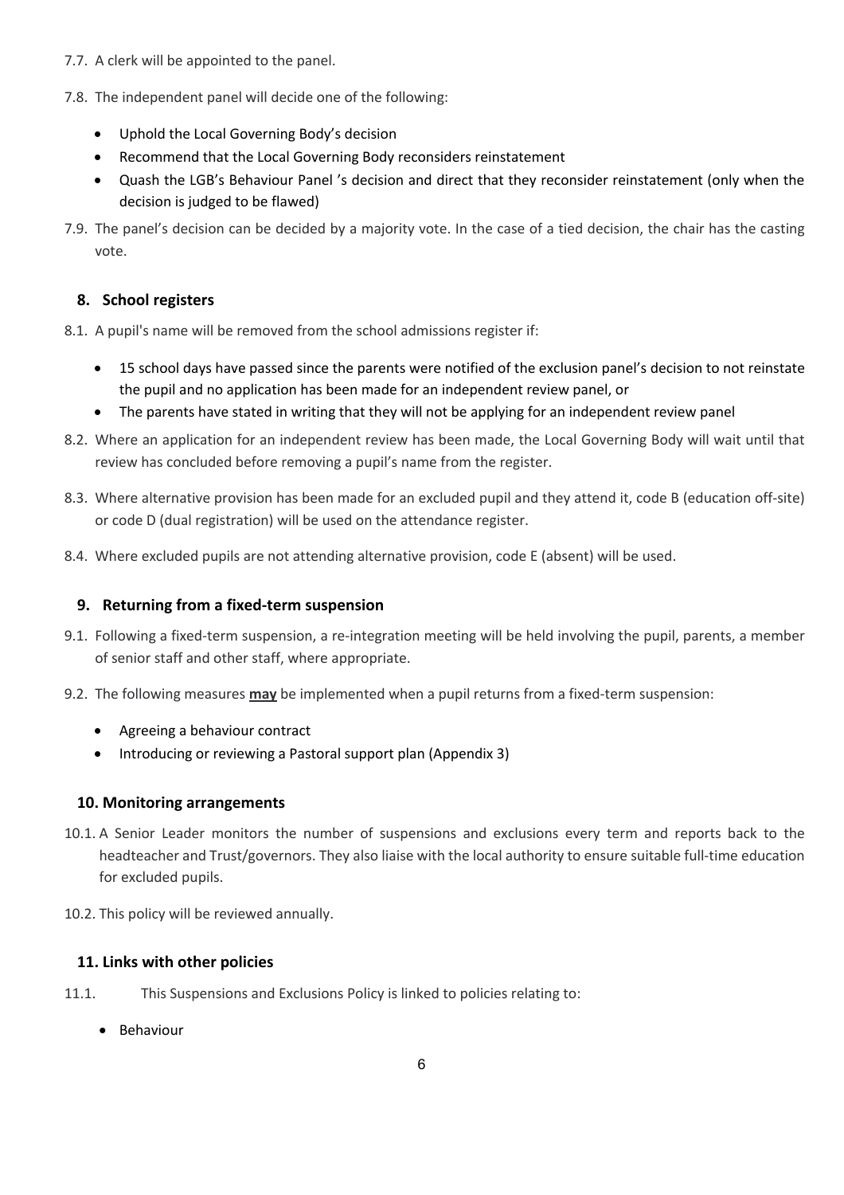7.7. A clerk will be appointed to the panel.

7.8. The independent panel will decide one of the following:

- Uphold the Local Governing Body's decision
- Recommend that the Local Governing Body reconsiders reinstatement
- Quash the LGB's Behaviour Panel 's decision and direct that they reconsider reinstatement (only when the decision is judged to be flawed)

7.9. The panel's decision can be decided by a majority vote. In the case of a tied decision, the chair has the casting vote.

## 8. School registers

8.1. A pupil's name will be removed from the school admissions register if:

- 15 school days have passed since the parents were notified of the exclusion panel's decision to not reinstate the pupil and no application has been made for an independent review panel, or
- The parents have stated in writing that they will not be applying for an independent review panel

8.2. Where an application for an independent review has been made, the Local Governing Body will wait until that review has concluded before removing a pupil's name from the register.

8.3. Where alternative provision has been made for an excluded pupil and they attend it, code B (education off-site) or code D (dual registration) will be used on the attendance register.

8.4. Where excluded pupils are not attending alternative provision, code E (absent) will be used.

## 9. Returning from a fixed-term suspension

9.1. Following a fixed-term suspension, a re-integration meeting will be held involving the pupil, parents, a member of senior staff and other staff, where appropriate.

9.2. The following measures **may** be implemented when a pupil returns from a fixed-term suspension:

- Agreeing a behaviour contract
- Introducing or reviewing a Pastoral support plan (Appendix 3)

## 10. Monitoring arrangements

10.1. A Senior Leader monitors the number of suspensions and exclusions every term and reports back to the headteacher and Trust/governors. They also liaise with the local authority to ensure suitable full-time education for excluded pupils.

10.2. This policy will be reviewed annually.

## 11. Links with other policies

11.1. This Suspensions and Exclusions Policy is linked to policies relating to:

- Behaviour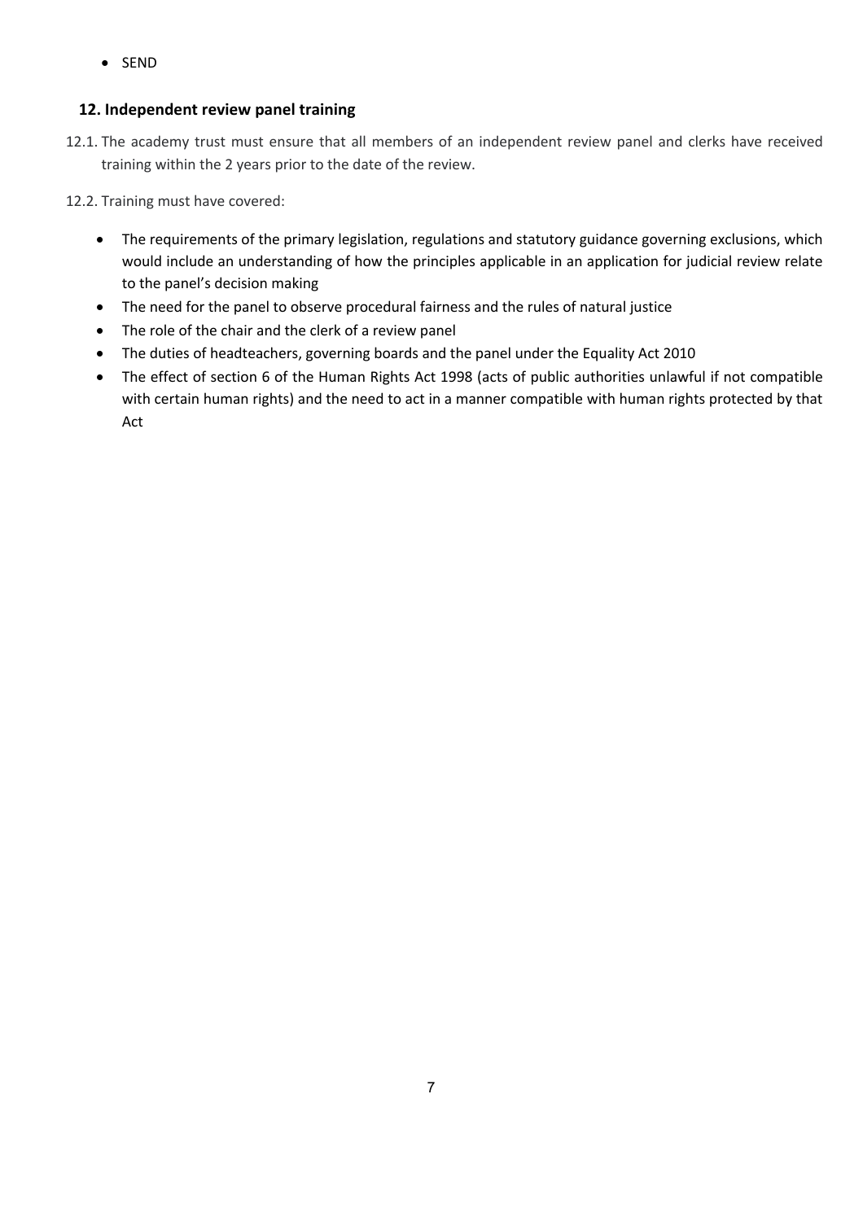- SEND

## 12. Independent review panel training

12.1. The academy trust must ensure that all members of an independent review panel and clerks have received training within the 2 years prior to the date of the review.

12.2. Training must have covered:

- The requirements of the primary legislation, regulations and statutory guidance governing exclusions, which would include an understanding of how the principles applicable in an application for judicial review relate to the panel's decision making
- The need for the panel to observe procedural fairness and the rules of natural justice
- The role of the chair and the clerk of a review panel
- The duties of headteachers, governing boards and the panel under the Equality Act 2010
- The effect of section 6 of the Human Rights Act 1998 (acts of public authorities unlawful if not compatible with certain human rights) and the need to act in a manner compatible with human rights protected by that Act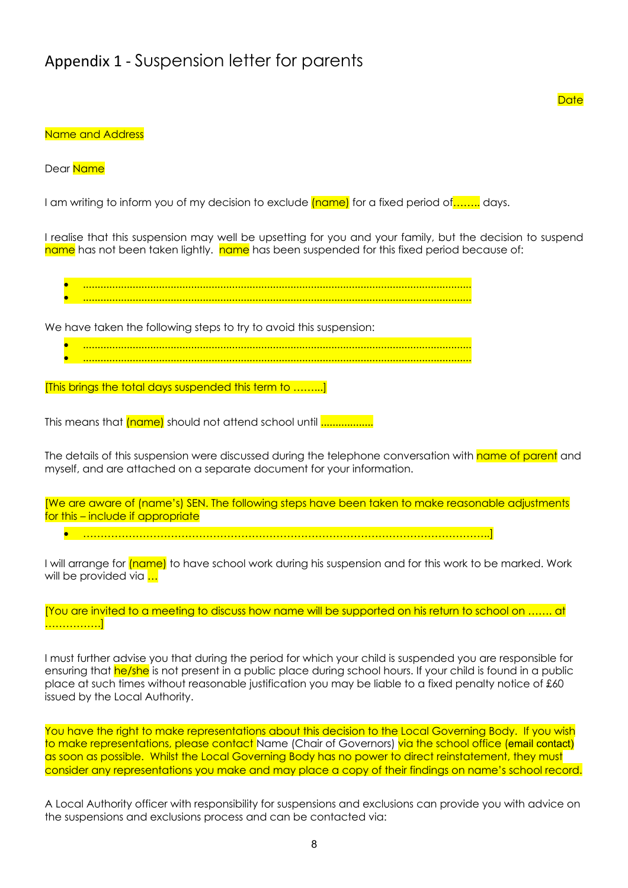# Appendix 1 - Suspension letter for parents

Date

Name and Address

Dear Name

I am writing to inform you of my decision to exclude (name) for a fixed period of…….. days.

I realise that this suspension may well be upsetting for you and your family, but the decision to suspend name has not been taken lightly. name has been suspended for this fixed period because of:

- ……………………………………………………………………………………………………………
- ……………………………………………………………………………………………………………

We have taken the following steps to try to avoid this suspension:

- ……………………………………………………………………………………………………………
- ……………………………………………………………………………………………………………

[This brings the total days suspended this term to ……...]

This means that (name) should not attend school until ………………

The details of this suspension were discussed during the telephone conversation with name of parent and myself, and are attached on a separate document for your information.

[We are aware of (name's) SEN. The following steps have been taken to make reasonable adjustments for this – include if appropriate

- ……………………………………………………………………………………………………….]

I will arrange for (name) to have school work during his suspension and for this work to be marked. Work will be provided via …

[You are invited to a meeting to discuss how name will be supported on his return to school on ……. at …………….]

I must further advise you that during the period for which your child is suspended you are responsible for ensuring that he/she is not present in a public place during school hours. If your child is found in a public place at such times without reasonable justification you may be liable to a fixed penalty notice of £60 issued by the Local Authority.

You have the right to make representations about this decision to the Local Governing Body. If you wish to make representations, please contact Name (Chair of Governors) via the school office (email contact) as soon as possible. Whilst the Local Governing Body has no power to direct reinstatement, they must consider any representations you make and may place a copy of their findings on name's school record.

A Local Authority officer with responsibility for suspensions and exclusions can provide you with advice on the suspensions and exclusions process and can be contacted via: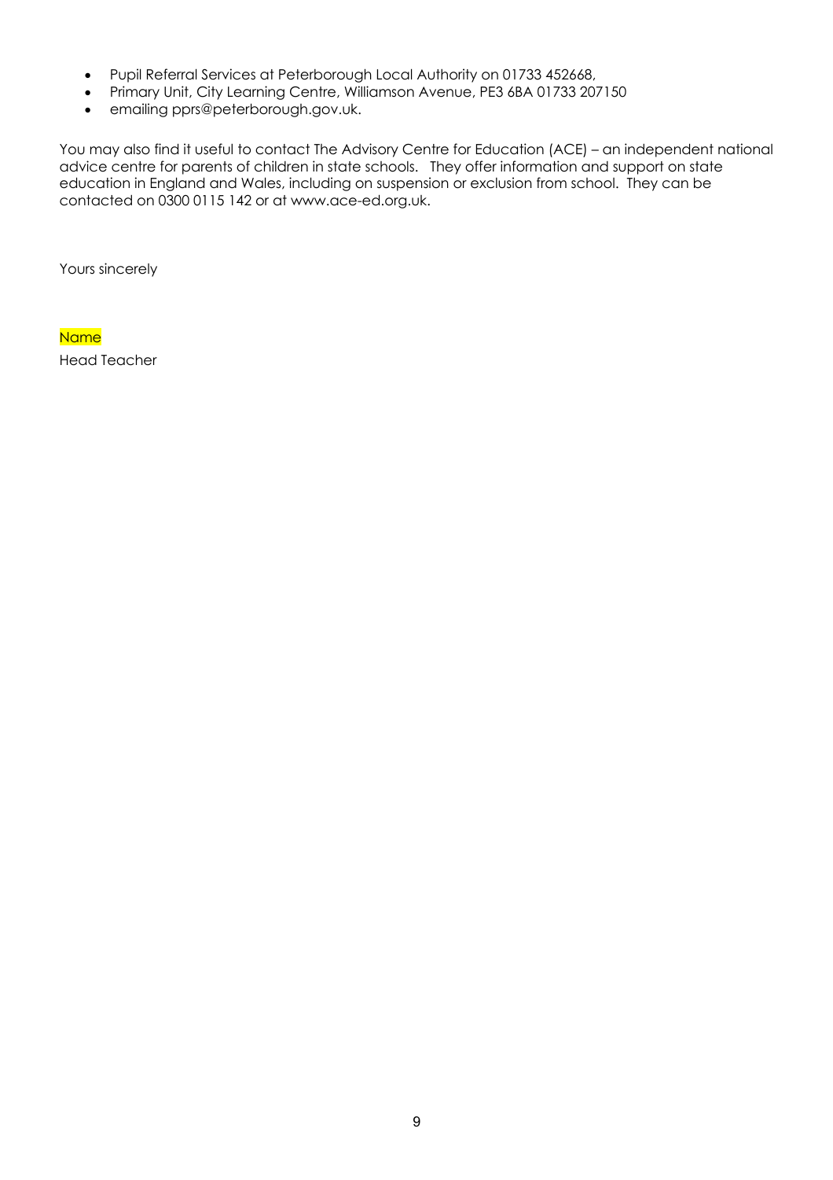- Pupil Referral Services at Peterborough Local Authority on 01733 452668,
- Primary Unit, City Learning Centre, Williamson Avenue, PE3 6BA 01733 207150
- emailing pprs@peterborough.gov.uk.

You may also find it useful to contact The Advisory Centre for Education (ACE) – an independent national advice centre for parents of children in state schools. They offer information and support on state education in England and Wales, including on suspension or exclusion from school. They can be contacted on 0300 0115 142 or at www.ace-ed.org.uk.

Yours sincerely

Name

Head Teacher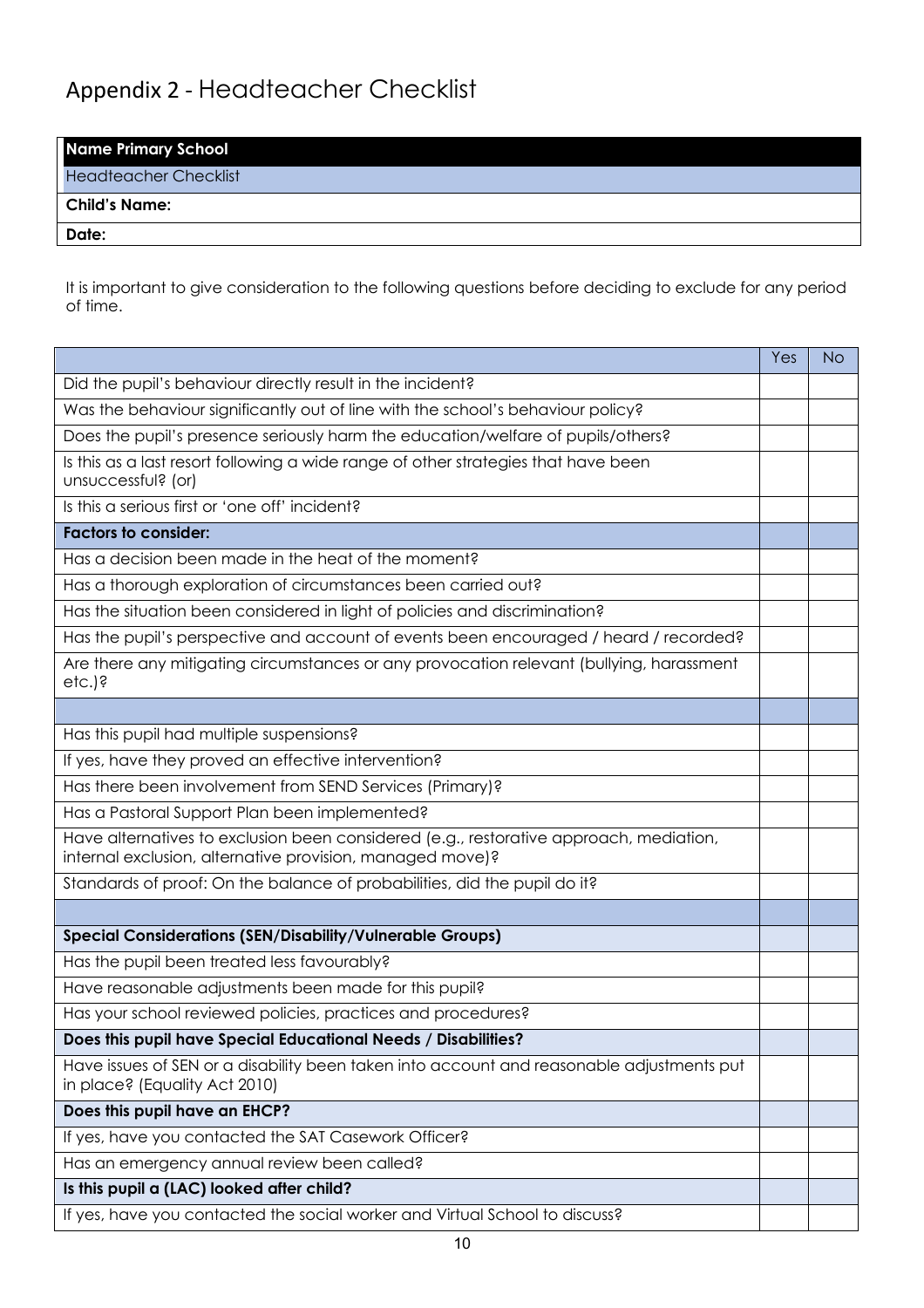# Appendix 2 - Headteacher Checklist

| **Name Primary School** |
|---|
| Headteacher Checklist |
| **Child's Name:** |
| **Date:** |

It is important to give consideration to the following questions before deciding to exclude for any period of time.

| | Yes | No |
|---|---|---|
| Did the pupil's behaviour directly result in the incident? | | |
| Was the behaviour significantly out of line with the school's behaviour policy? | | |
| Does the pupil's presence seriously harm the education/welfare of pupils/others? | | |
| Is this as a last resort following a wide range of other strategies that have been unsuccessful? (or) | | |
| Is this a serious first or 'one off' incident? | | |
| **Factors to consider:** | | |
| Has a decision been made in the heat of the moment? | | |
| Has a thorough exploration of circumstances been carried out? | | |
| Has the situation been considered in light of policies and discrimination? | | |
| Has the pupil's perspective and account of events been encouraged / heard / recorded? | | |
| Are there any mitigating circumstances or any provocation relevant (bullying, harassment etc.)? | | |
| | | |
| Has this pupil had multiple suspensions? | | |
| If yes, have they proved an effective intervention? | | |
| Has there been involvement from SEND Services (Primary)? | | |
| Has a Pastoral Support Plan been implemented? | | |
| Have alternatives to exclusion been considered (e.g., restorative approach, mediation, internal exclusion, alternative provision, managed move)? | | |
| Standards of proof: On the balance of probabilities, did the pupil do it? | | |
| | | |
| **Special Considerations (SEN/Disability/Vulnerable Groups)** | | |
| Has the pupil been treated less favourably? | | |
| Have reasonable adjustments been made for this pupil? | | |
| Has your school reviewed policies, practices and procedures? | | |
| **Does this pupil have Special Educational Needs / Disabilities?** | | |
| Have issues of SEN or a disability been taken into account and reasonable adjustments put in place? (Equality Act 2010) | | |
| **Does this pupil have an EHCP?** | | |
| If yes, have you contacted the SAT Casework Officer? | | |
| Has an emergency annual review been called? | | |
| **Is this pupil a (LAC) looked after child?** | | |
| If yes, have you contacted the social worker and Virtual School to discuss? | | |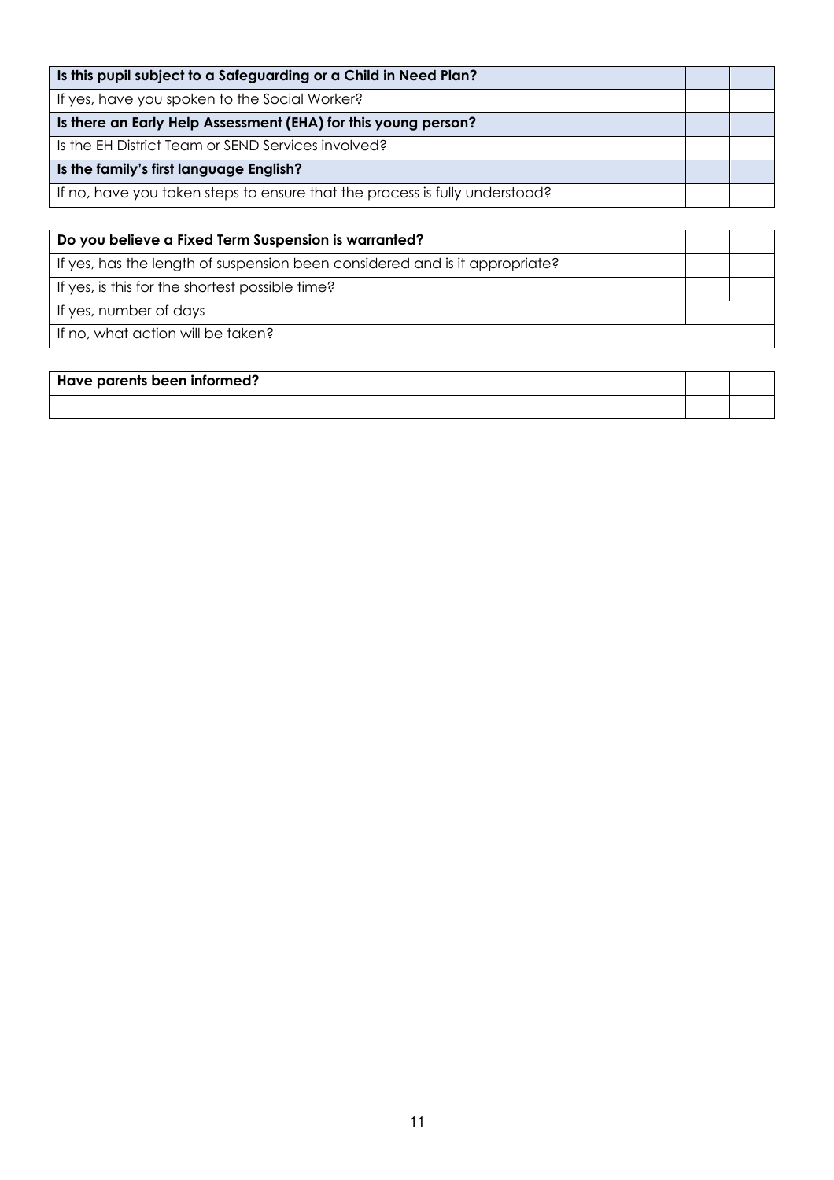| Is this pupil subject to a Safeguarding or a Child in Need Plan? | | |
|---|---|---|
| If yes, have you spoken to the Social Worker? | | |
| **Is there an Early Help Assessment (EHA) for this young person?** | | |
| Is the EH District Team or SEND Services involved? | | |
| **Is the family's first language English?** | | |
| If no, have you taken steps to ensure that the process is fully understood? | | |

| Do you believe a Fixed Term Suspension is warranted? | | |
|---|---|---|
| If yes, has the length of suspension been considered and is it appropriate? | | |
| If yes, is this for the shortest possible time? | | |
| If yes, number of days | | |
| If no, what action will be taken? | | |

| Have parents been informed? | | |
|---|---|---|
| | | |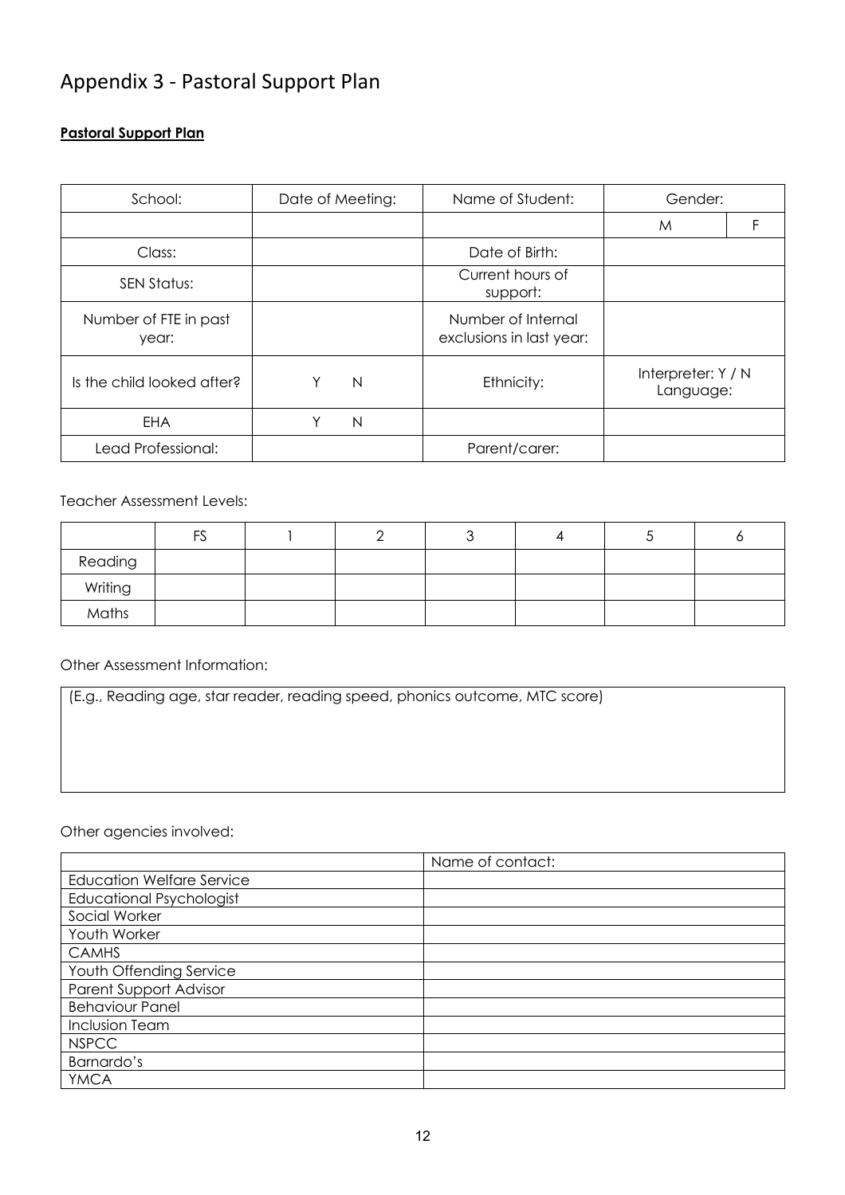# Appendix 3 - Pastoral Support Plan

**Pastoral Support Plan**

| School: | Date of Meeting: | Name of Student: | Gender: | |
|---|---|---|---|---|
| | | | M | F |
| Class: | | Date of Birth: | | |
| SEN Status: | | Current hours of support: | | |
| Number of FTE in past year: | | Number of Internal exclusions in last year: | | |
| Is the child looked after? | Y N | Ethnicity: | Interpreter: Y / N Language: | |
| EHA | Y N | | | |
| Lead Professional: | | Parent/carer: | | |

Teacher Assessment Levels:

| | FS | 1 | 2 | 3 | 4 | 5 | 6 |
|---|---|---|---|---|---|---|---|
| Reading | | | | | | | |
| Writing | | | | | | | |
| Maths | | | | | | | |

Other Assessment Information:

| (E.g., Reading age, star reader, reading speed, phonics outcome, MTC score) |
|---|

Other agencies involved:

| | Name of contact: |
|---|---|
| Education Welfare Service | |
| Educational Psychologist | |
| Social Worker | |
| Youth Worker | |
| CAMHS | |
| Youth Offending Service | |
| Parent Support Advisor | |
| Behaviour Panel | |
| Inclusion Team | |
| NSPCC | |
| Barnardo's | |
| YMCA | |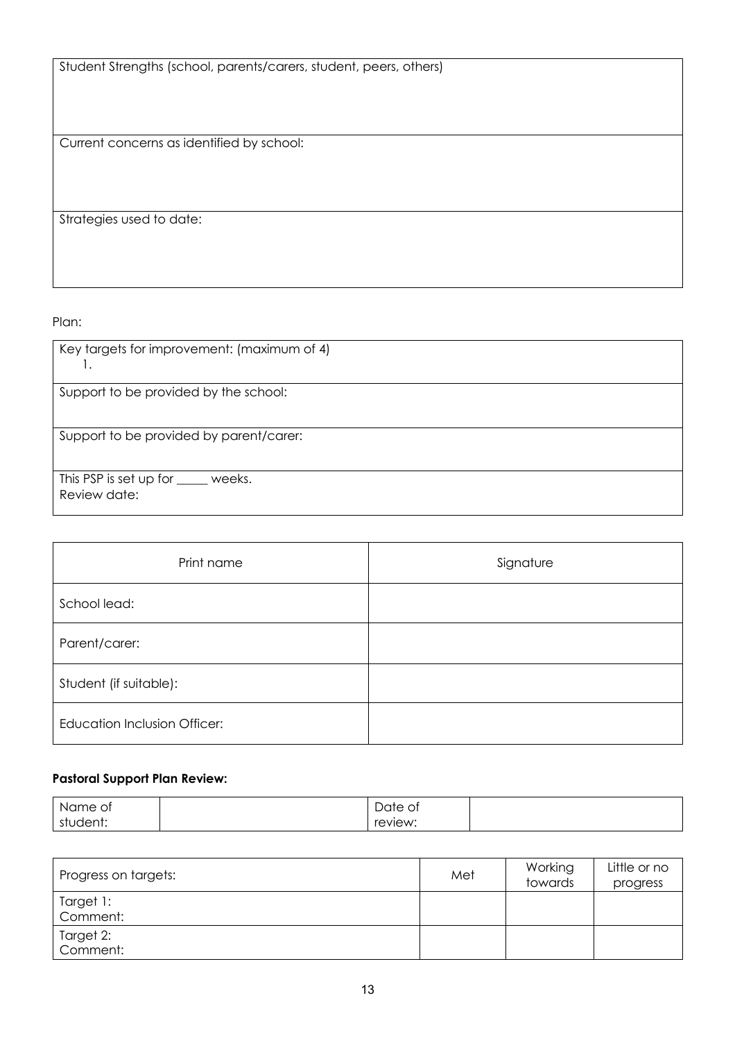| Student Strengths (school, parents/carers, student, peers, others) |
|---|
| Current concerns as identified by school: |
| Strategies used to date: |

Plan:

| Key targets for improvement: (maximum of 4)<br>1. |
|---|
| Support to be provided by the school: |
| Support to be provided by parent/carer: |
| This PSP is set up for _____ weeks.<br>Review date: |

| Print name | Signature |
|---|---|
| School lead: | |
| Parent/carer: | |
| Student (if suitable): | |
| Education Inclusion Officer: | |

**Pastoral Support Plan Review:**

| Name of student: | | Date of review: | |
|---|---|---|---|

| Progress on targets: | Met | Working towards | Little or no progress |
|---|---|---|---|
| Target 1:<br>Comment: | | | |
| Target 2:<br>Comment: | | | |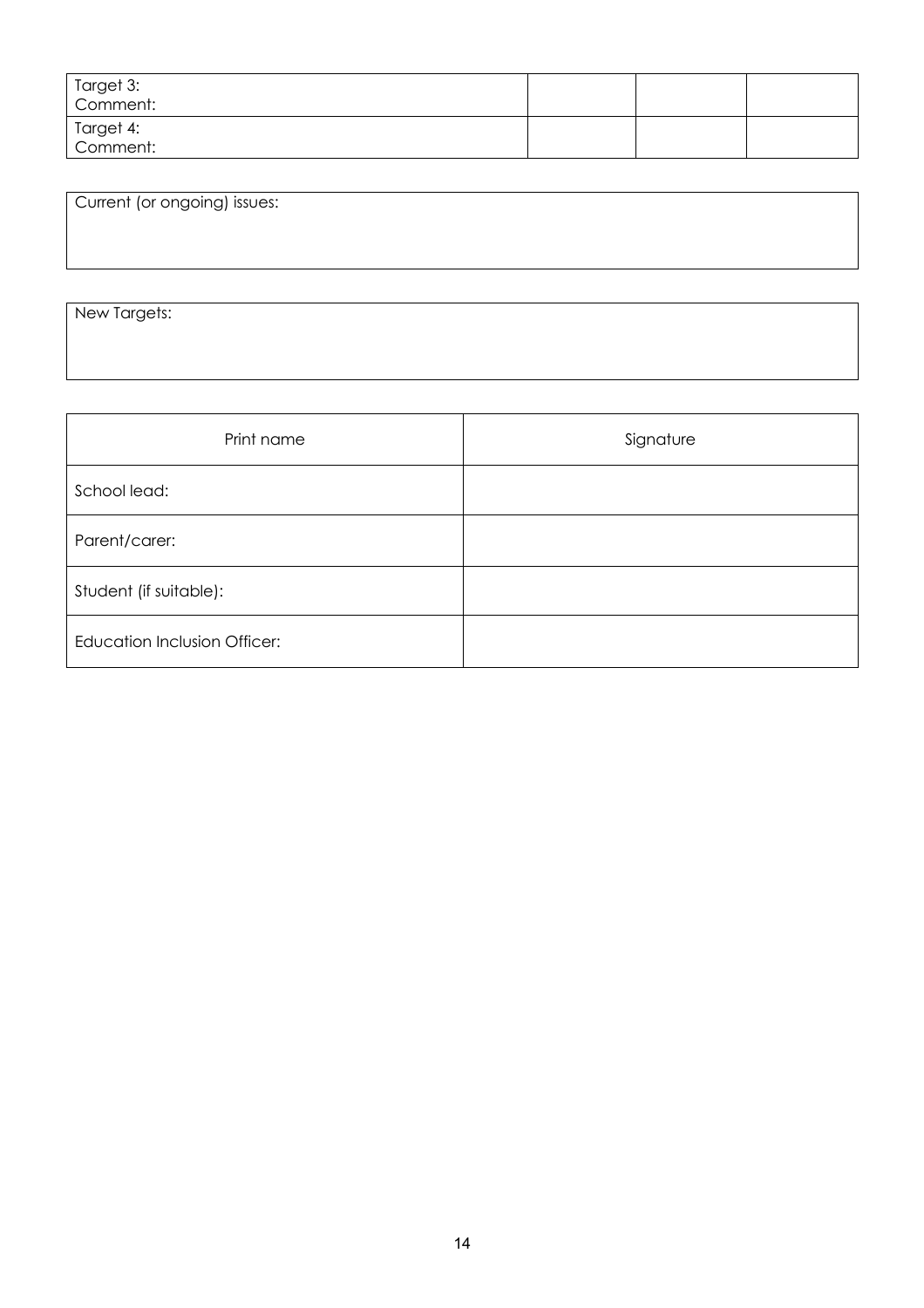| | | | |
|---|---|---|---|
| Target 3:<br>Comment: | | | |
| Target 4:<br>Comment: | | | |

| |
|---|
| Current (or ongoing) issues: |

| |
|---|
| New Targets: |

| Print name | Signature |
|---|---|
| School lead: | |
| Parent/carer: | |
| Student (if suitable): | |
| Education Inclusion Officer: | |